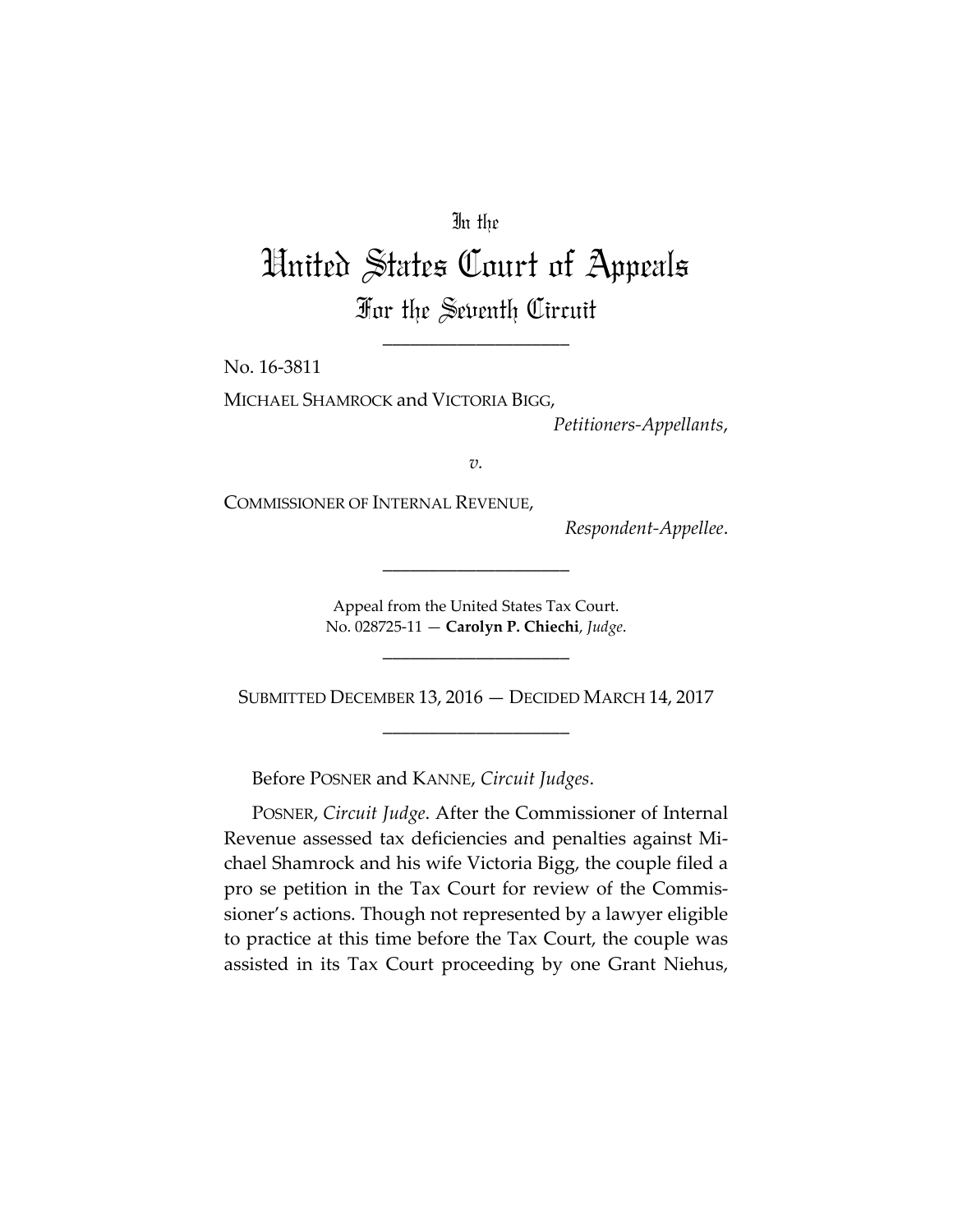In the

# United States Court of Appeals

For the Seventh Circuit

____________________

No. 16-3811

MICHAEL SHAMROCK and VICTORIA BIGG,

*Petitioners-Appellants*,

*v.*

COMMISSIONER OF INTERNAL REVENUE,

*Respondent-Appellee*.

____________________

Appeal from the United States Tax Court.
No. 028725-11 — **Carolyn P. Chiechi**, *Judge*.

____________________

SUBMITTED DECEMBER 13, 2016 — DECIDED MARCH 14, 2017

____________________

Before POSNER and KANNE, *Circuit Judges*.

POSNER, *Circuit Judge*. After the Commissioner of Internal Revenue assessed tax deficiencies and penalties against Michael Shamrock and his wife Victoria Bigg, the couple filed a pro se petition in the Tax Court for review of the Commissioner's actions. Though not represented by a lawyer eligible to practice at this time before the Tax Court, the couple was assisted in its Tax Court proceeding by one Grant Niehus,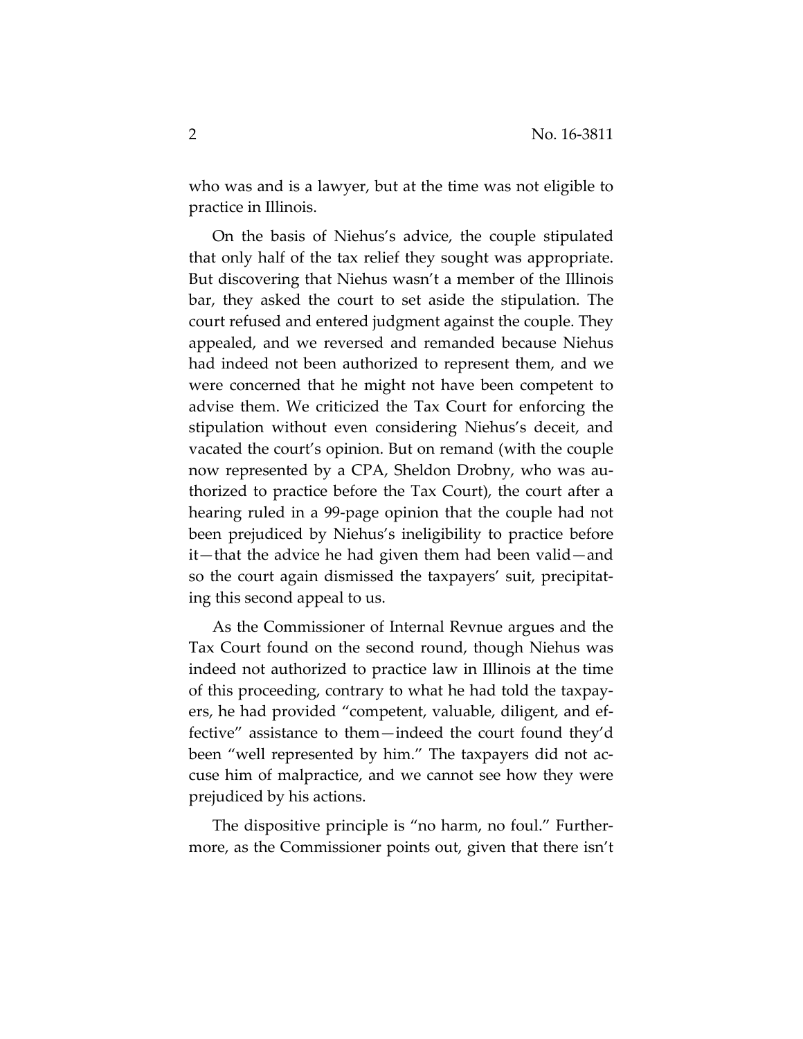who was and is a lawyer, but at the time was not eligible to practice in Illinois.

On the basis of Niehus's advice, the couple stipulated that only half of the tax relief they sought was appropriate. But discovering that Niehus wasn't a member of the Illinois bar, they asked the court to set aside the stipulation. The court refused and entered judgment against the couple. They appealed, and we reversed and remanded because Niehus had indeed not been authorized to represent them, and we were concerned that he might not have been competent to advise them. We criticized the Tax Court for enforcing the stipulation without even considering Niehus's deceit, and vacated the court's opinion. But on remand (with the couple now represented by a CPA, Sheldon Drobny, who was authorized to practice before the Tax Court), the court after a hearing ruled in a 99-page opinion that the couple had not been prejudiced by Niehus's ineligibility to practice before it—that the advice he had given them had been valid—and so the court again dismissed the taxpayers' suit, precipitating this second appeal to us.

As the Commissioner of Internal Revnue argues and the Tax Court found on the second round, though Niehus was indeed not authorized to practice law in Illinois at the time of this proceeding, contrary to what he had told the taxpayers, he had provided "competent, valuable, diligent, and effective" assistance to them—indeed the court found they'd been "well represented by him." The taxpayers did not accuse him of malpractice, and we cannot see how they were prejudiced by his actions.

The dispositive principle is "no harm, no foul." Furthermore, as the Commissioner points out, given that there isn't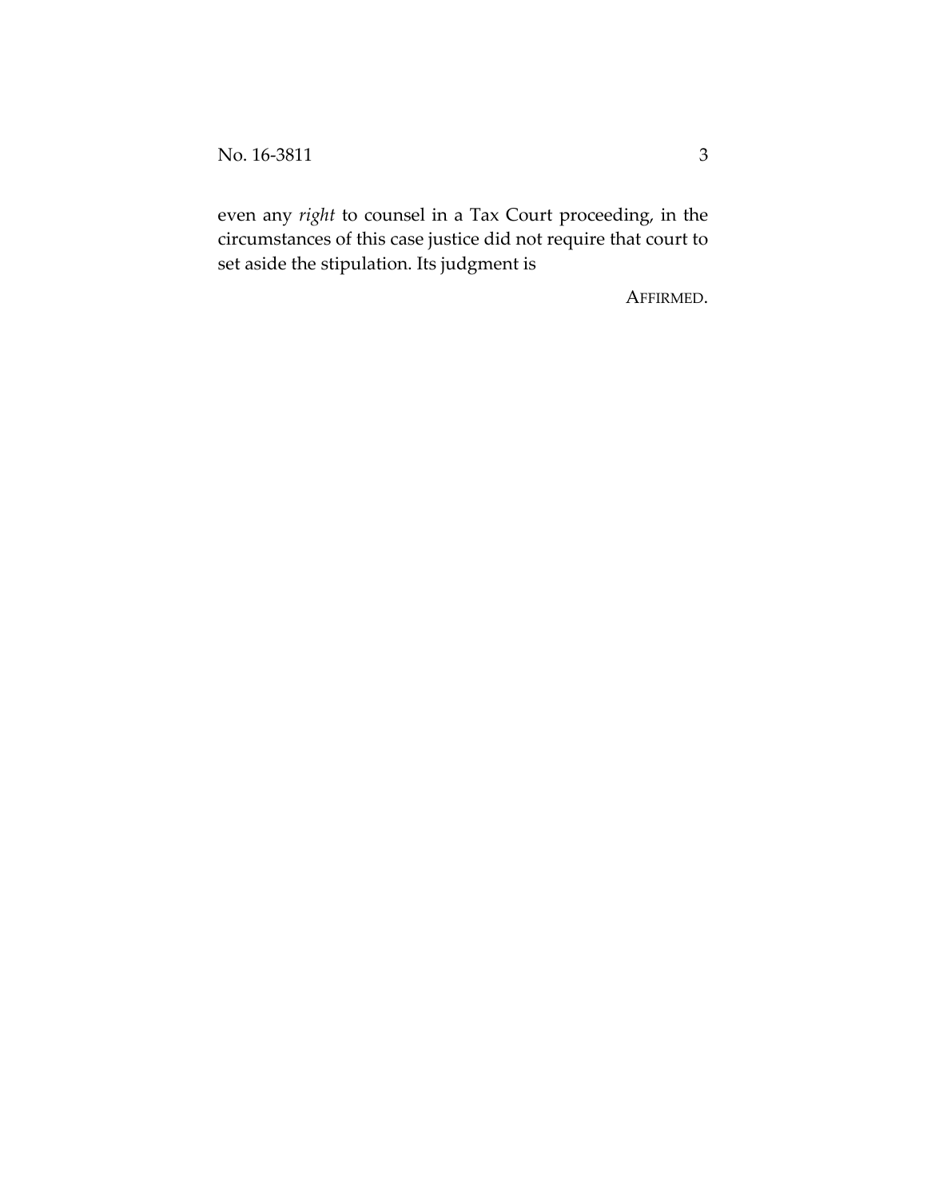even any *right* to counsel in a Tax Court proceeding, in the circumstances of this case justice did not require that court to set aside the stipulation. Its judgment is

AFFIRMED.